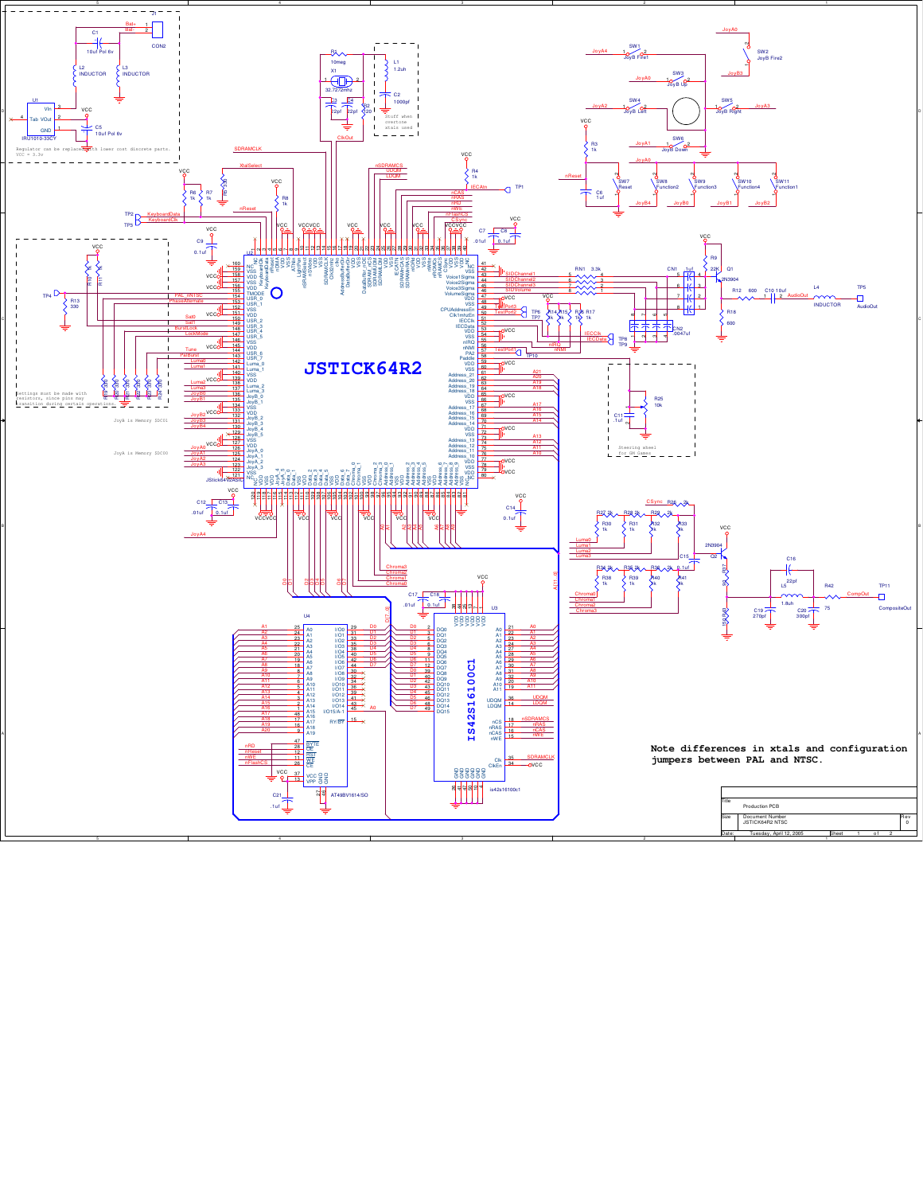# JSTICK64R2

Regulator can be replaced with lower cost discrete parts. VCC = 3.3v

Stuff when overtone xtals used

Settings must be made with resistors, since pins may transition during certain operations.

JoyB is Memory SDC01

JoyA is Memory SDC00

Steering wheel for GH Games

Note differences in xtals and configuration jumpers between PAL and NTSC.

| Title | | |
|---|---|---|
| Production PCB | | |
| Size | Document Number: JSTICK64R2 NTSC | Rev 0 |
| Date: Tuesday, April 12, 2005 | Sheet 1 of 2 | |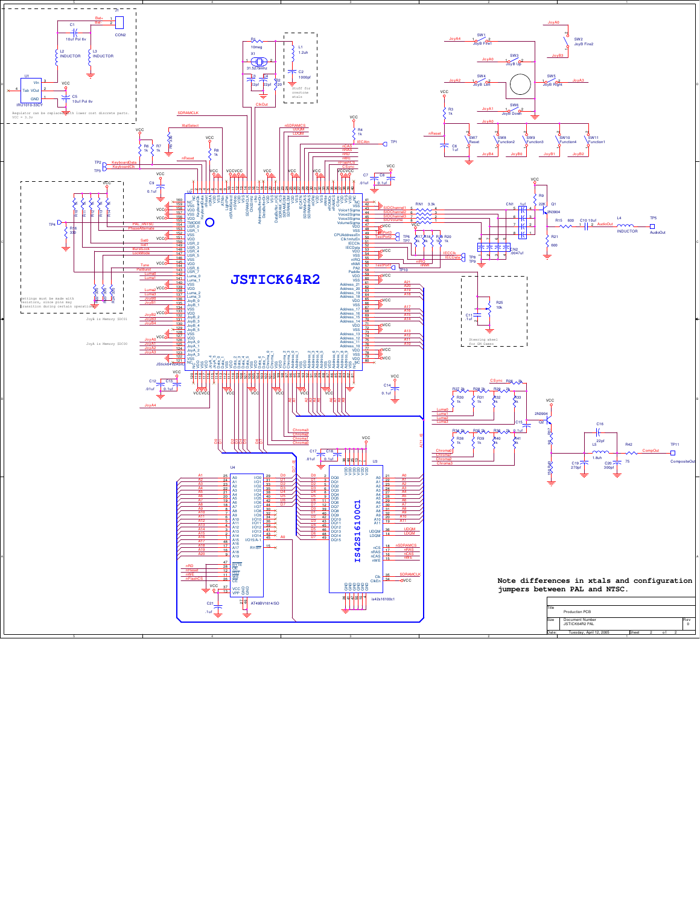Regulator can be replaced with lower cost discrete parts.
VCC = 3.3v

Settings must be made with resistors, since pins may transition during certain operation

JoyB is Memory SDC01

JoyA is Memory SDC00

Stuff for overtone xtals

Steering wheel for GM Games

**JSTICK64R2**

**IS42S16100C1**

**Note differences in xtals and configuration jumpers between PAL and NTSC.**

| | | | |
|---|---|---|---|
| Title | Production PCB | | |
| Size | Document Number: JSTICK64R2 PAL | | Rev: 0 |
| Date: | Tuesday, April 12, 2005 | Sheet 2 of 2 | |